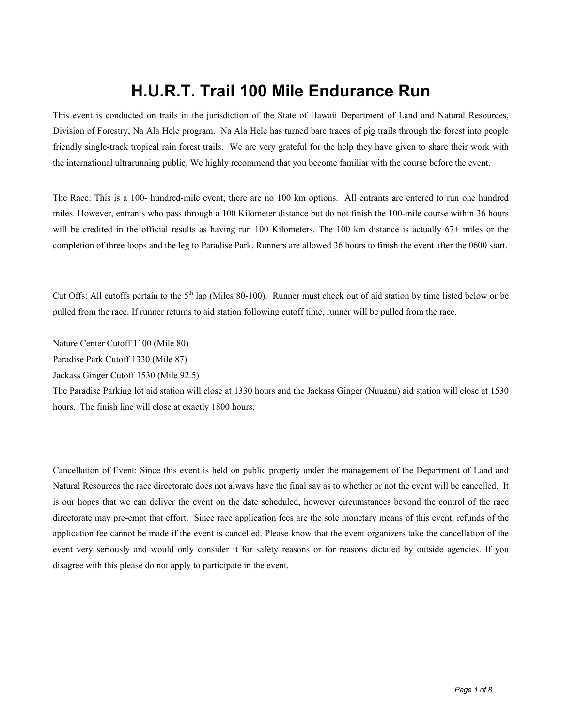# H.U.R.T. Trail 100 Mile Endurance Run

This event is conducted on trails in the jurisdiction of the State of Hawaii Department of Land and Natural Resources, Division of Forestry, Na Ala Hele program. Na Ala Hele has turned bare traces of pig trails through the forest into people friendly single-track tropical rain forest trails. We are very grateful for the help they have given to share their work with the international ultrarunning public. We highly recommend that you become familiar with the course before the event.

The Race: This is a 100- hundred-mile event; there are no 100 km options. All entrants are entered to run one hundred miles. However, entrants who pass through a 100 Kilometer distance but do not finish the 100-mile course within 36 hours will be credited in the official results as having run 100 Kilometers. The 100 km distance is actually 67+ miles or the completion of three loops and the leg to Paradise Park. Runners are allowed 36 hours to finish the event after the 0600 start.

Cut Offs: All cutoffs pertain to the 5th lap (Miles 80-100). Runner must check out of aid station by time listed below or be pulled from the race. If runner returns to aid station following cutoff time, runner will be pulled from the race.

Nature Center Cutoff 1100 (Mile 80)
Paradise Park Cutoff 1330 (Mile 87)
Jackass Ginger Cutoff 1530 (Mile 92.5)
The Paradise Parking lot aid station will close at 1330 hours and the Jackass Ginger (Nuuanu) aid station will close at 1530 hours. The finish line will close at exactly 1800 hours.

Cancellation of Event: Since this event is held on public property under the management of the Department of Land and Natural Resources the race directorate does not always have the final say as to whether or not the event will be cancelled. It is our hopes that we can deliver the event on the date scheduled, however circumstances beyond the control of the race directorate may pre-empt that effort. Since race application fees are the sole monetary means of this event, refunds of the application fee cannot be made if the event is cancelled. Please know that the event organizers take the cancellation of the event very seriously and would only consider it for safety reasons or for reasons dictated by outside agencies. If you disagree with this please do not apply to participate in the event.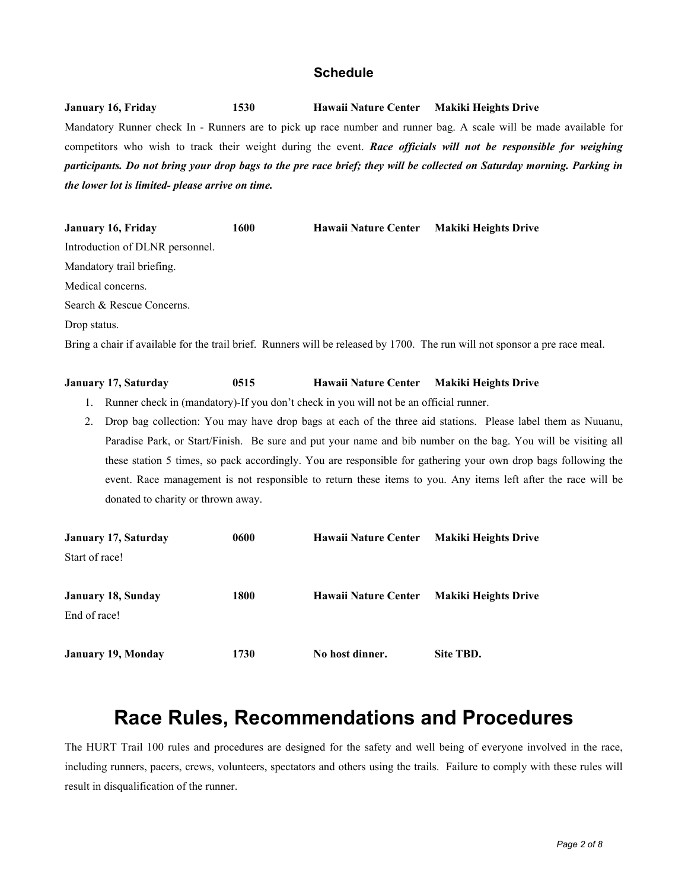### Schedule

**January 16, Friday 1530 Hawaii Nature Center Makiki Heights Drive**

Mandatory Runner check In - Runners are to pick up race number and runner bag. A scale will be made available for competitors who wish to track their weight during the event. ***Race officials will not be responsible for weighing participants. Do not bring your drop bags to the pre race brief; they will be collected on Saturday morning. Parking in the lower lot is limited- please arrive on time.***

**January 16, Friday 1600 Hawaii Nature Center Makiki Heights Drive**

Introduction of DLNR personnel.

Mandatory trail briefing.

Medical concerns.

Search & Rescue Concerns.

Drop status.

Bring a chair if available for the trail brief. Runners will be released by 1700. The run will not sponsor a pre race meal.

**January 17, Saturday 0515 Hawaii Nature Center Makiki Heights Drive**

1. Runner check in (mandatory)-If you don't check in you will not be an official runner.
2. Drop bag collection: You may have drop bags at each of the three aid stations. Please label them as Nuuanu, Paradise Park, or Start/Finish. Be sure and put your name and bib number on the bag. You will be visiting all these station 5 times, so pack accordingly. You are responsible for gathering your own drop bags following the event. Race management is not responsible to return these items to you. Any items left after the race will be donated to charity or thrown away.

**January 17, Saturday 0600 Hawaii Nature Center Makiki Heights Drive**

Start of race!

**January 18, Sunday 1800 Hawaii Nature Center Makiki Heights Drive**

End of race!

**January 19, Monday 1730 No host dinner. Site TBD.**

# Race Rules, Recommendations and Procedures

The HURT Trail 100 rules and procedures are designed for the safety and well being of everyone involved in the race, including runners, pacers, crews, volunteers, spectators and others using the trails. Failure to comply with these rules will result in disqualification of the runner.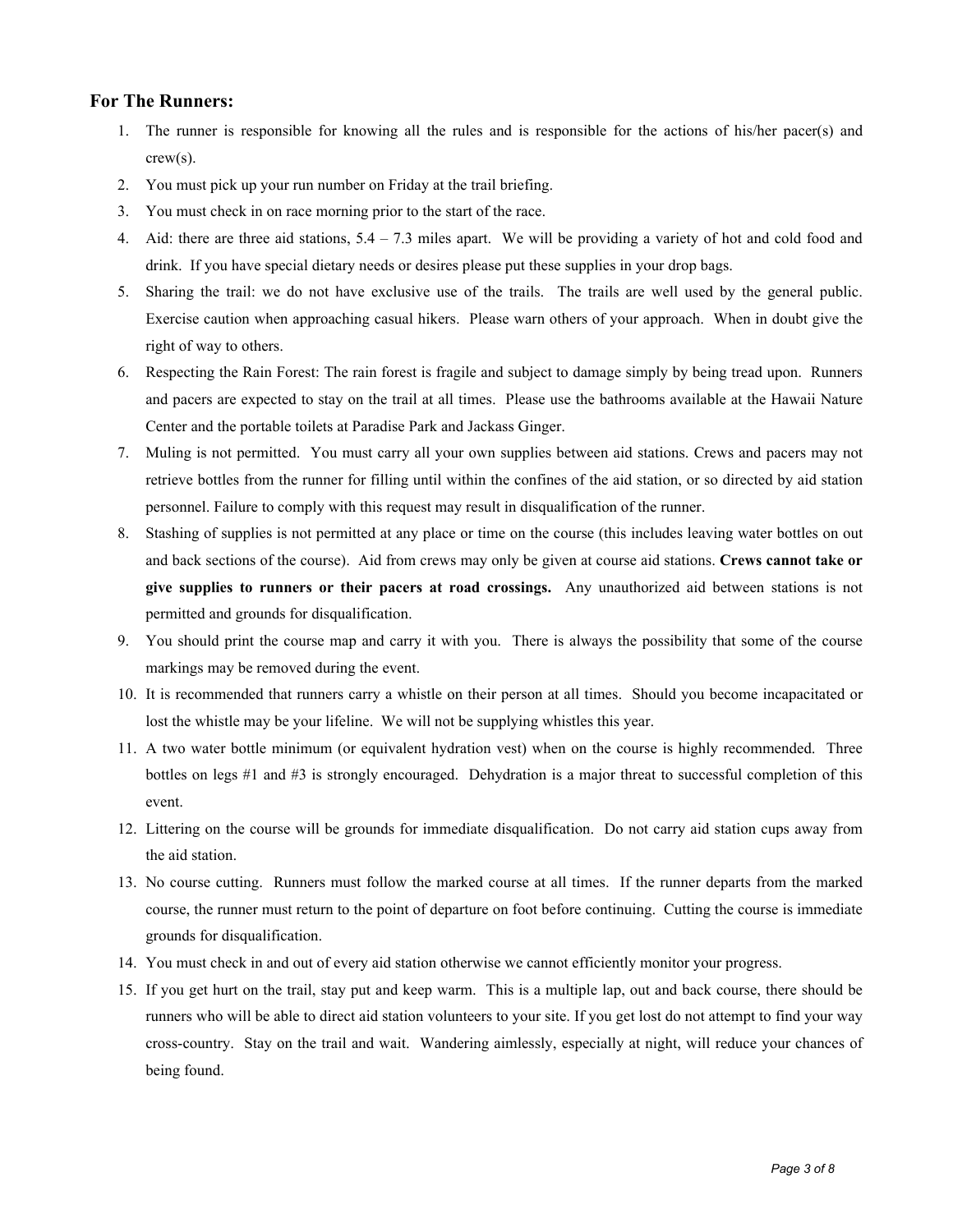### For The Runners:

1. The runner is responsible for knowing all the rules and is responsible for the actions of his/her pacer(s) and crew(s).
2. You must pick up your run number on Friday at the trail briefing.
3. You must check in on race morning prior to the start of the race.
4. Aid: there are three aid stations, 5.4 – 7.3 miles apart. We will be providing a variety of hot and cold food and drink. If you have special dietary needs or desires please put these supplies in your drop bags.
5. Sharing the trail: we do not have exclusive use of the trails. The trails are well used by the general public. Exercise caution when approaching casual hikers. Please warn others of your approach. When in doubt give the right of way to others.
6. Respecting the Rain Forest: The rain forest is fragile and subject to damage simply by being tread upon. Runners and pacers are expected to stay on the trail at all times. Please use the bathrooms available at the Hawaii Nature Center and the portable toilets at Paradise Park and Jackass Ginger.
7. Muling is not permitted. You must carry all your own supplies between aid stations. Crews and pacers may not retrieve bottles from the runner for filling until within the confines of the aid station, or so directed by aid station personnel. Failure to comply with this request may result in disqualification of the runner.
8. Stashing of supplies is not permitted at any place or time on the course (this includes leaving water bottles on out and back sections of the course). Aid from crews may only be given at course aid stations. **Crews cannot take or give supplies to runners or their pacers at road crossings.** Any unauthorized aid between stations is not permitted and grounds for disqualification.
9. You should print the course map and carry it with you. There is always the possibility that some of the course markings may be removed during the event.
10. It is recommended that runners carry a whistle on their person at all times. Should you become incapacitated or lost the whistle may be your lifeline. We will not be supplying whistles this year.
11. A two water bottle minimum (or equivalent hydration vest) when on the course is highly recommended. Three bottles on legs #1 and #3 is strongly encouraged. Dehydration is a major threat to successful completion of this event.
12. Littering on the course will be grounds for immediate disqualification. Do not carry aid station cups away from the aid station.
13. No course cutting. Runners must follow the marked course at all times. If the runner departs from the marked course, the runner must return to the point of departure on foot before continuing. Cutting the course is immediate grounds for disqualification.
14. You must check in and out of every aid station otherwise we cannot efficiently monitor your progress.
15. If you get hurt on the trail, stay put and keep warm. This is a multiple lap, out and back course, there should be runners who will be able to direct aid station volunteers to your site. If you get lost do not attempt to find your way cross-country. Stay on the trail and wait. Wandering aimlessly, especially at night, will reduce your chances of being found.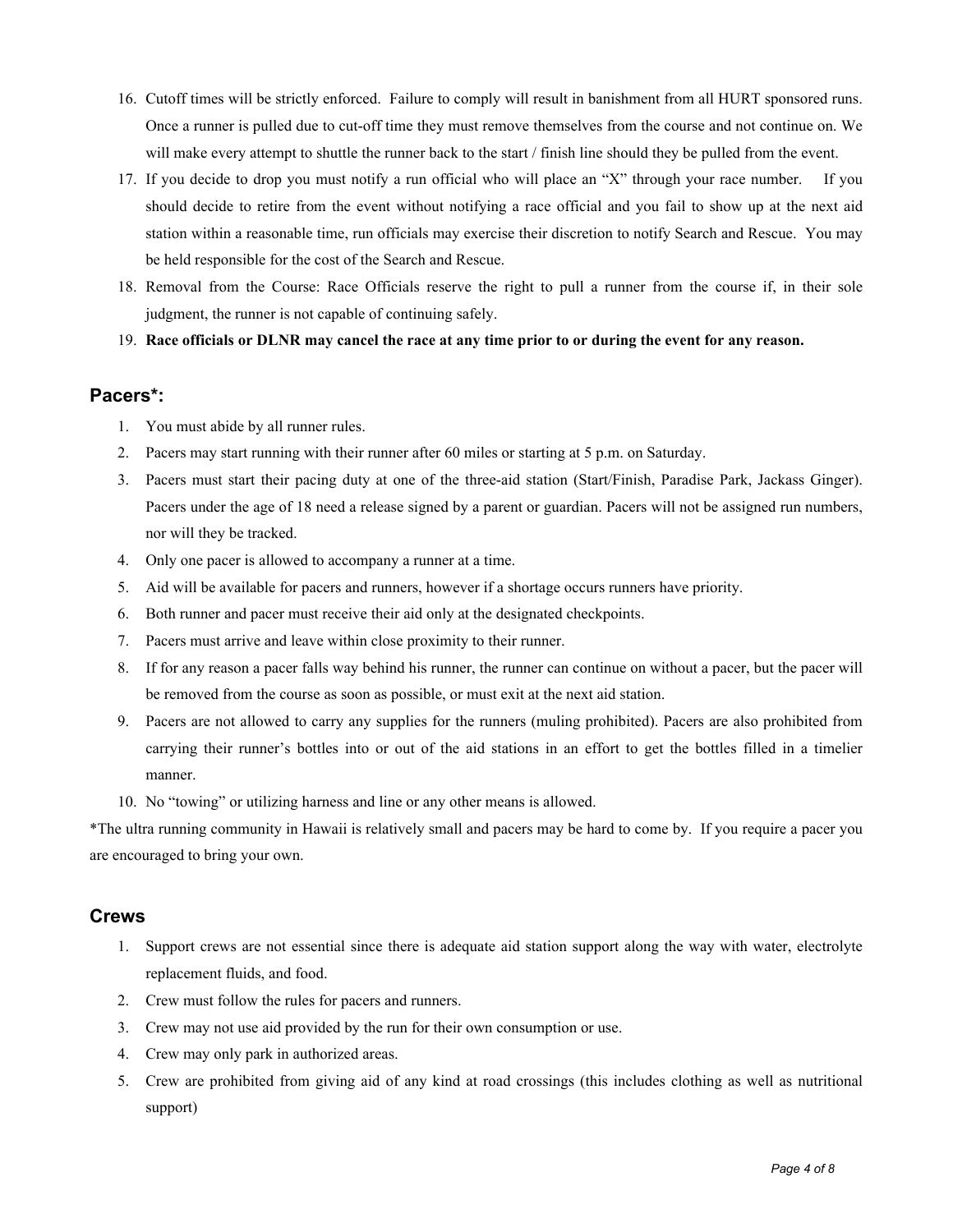16. Cutoff times will be strictly enforced. Failure to comply will result in banishment from all HURT sponsored runs. Once a runner is pulled due to cut-off time they must remove themselves from the course and not continue on. We will make every attempt to shuttle the runner back to the start / finish line should they be pulled from the event.
17. If you decide to drop you must notify a run official who will place an "X" through your race number. If you should decide to retire from the event without notifying a race official and you fail to show up at the next aid station within a reasonable time, run officials may exercise their discretion to notify Search and Rescue. You may be held responsible for the cost of the Search and Rescue.
18. Removal from the Course: Race Officials reserve the right to pull a runner from the course if, in their sole judgment, the runner is not capable of continuing safely.
19. **Race officials or DLNR may cancel the race at any time prior to or during the event for any reason.**

## Pacers*:

1. You must abide by all runner rules.
2. Pacers may start running with their runner after 60 miles or starting at 5 p.m. on Saturday.
3. Pacers must start their pacing duty at one of the three-aid station (Start/Finish, Paradise Park, Jackass Ginger). Pacers under the age of 18 need a release signed by a parent or guardian. Pacers will not be assigned run numbers, nor will they be tracked.
4. Only one pacer is allowed to accompany a runner at a time.
5. Aid will be available for pacers and runners, however if a shortage occurs runners have priority.
6. Both runner and pacer must receive their aid only at the designated checkpoints.
7. Pacers must arrive and leave within close proximity to their runner.
8. If for any reason a pacer falls way behind his runner, the runner can continue on without a pacer, but the pacer will be removed from the course as soon as possible, or must exit at the next aid station.
9. Pacers are not allowed to carry any supplies for the runners (muling prohibited). Pacers are also prohibited from carrying their runner's bottles into or out of the aid stations in an effort to get the bottles filled in a timelier manner.
10. No "towing" or utilizing harness and line or any other means is allowed.

*The ultra running community in Hawaii is relatively small and pacers may be hard to come by. If you require a pacer you are encouraged to bring your own.

## Crews

1. Support crews are not essential since there is adequate aid station support along the way with water, electrolyte replacement fluids, and food.
2. Crew must follow the rules for pacers and runners.
3. Crew may not use aid provided by the run for their own consumption or use.
4. Crew may only park in authorized areas.
5. Crew are prohibited from giving aid of any kind at road crossings (this includes clothing as well as nutritional support)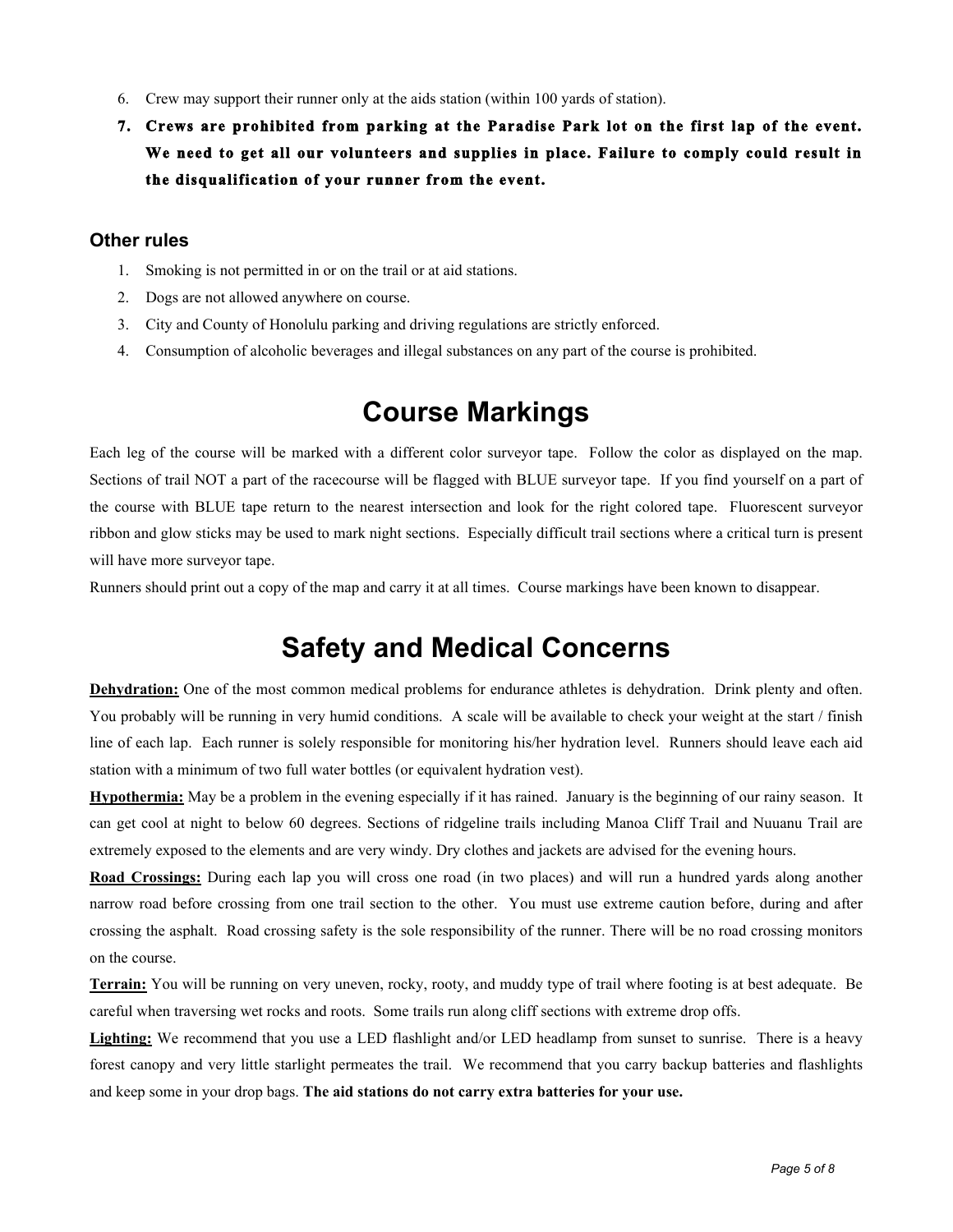6. Crew may support their runner only at the aids station (within 100 yards of station).
7. **Crews are prohibited from parking at the Paradise Park lot on the first lap of the event. We need to get all our volunteers and supplies in place. Failure to comply could result in the disqualification of your runner from the event.**

### Other rules

1. Smoking is not permitted in or on the trail or at aid stations.
2. Dogs are not allowed anywhere on course.
3. City and County of Honolulu parking and driving regulations are strictly enforced.
4. Consumption of alcoholic beverages and illegal substances on any part of the course is prohibited.

# Course Markings

Each leg of the course will be marked with a different color surveyor tape. Follow the color as displayed on the map. Sections of trail NOT a part of the racecourse will be flagged with BLUE surveyor tape. If you find yourself on a part of the course with BLUE tape return to the nearest intersection and look for the right colored tape. Fluorescent surveyor ribbon and glow sticks may be used to mark night sections. Especially difficult trail sections where a critical turn is present will have more surveyor tape.

Runners should print out a copy of the map and carry it at all times. Course markings have been known to disappear.

# Safety and Medical Concerns

**Dehydration:** One of the most common medical problems for endurance athletes is dehydration. Drink plenty and often. You probably will be running in very humid conditions. A scale will be available to check your weight at the start / finish line of each lap. Each runner is solely responsible for monitoring his/her hydration level. Runners should leave each aid station with a minimum of two full water bottles (or equivalent hydration vest).

**Hypothermia:** May be a problem in the evening especially if it has rained. January is the beginning of our rainy season. It can get cool at night to below 60 degrees. Sections of ridgeline trails including Manoa Cliff Trail and Nuuanu Trail are extremely exposed to the elements and are very windy. Dry clothes and jackets are advised for the evening hours.

**Road Crossings:** During each lap you will cross one road (in two places) and will run a hundred yards along another narrow road before crossing from one trail section to the other. You must use extreme caution before, during and after crossing the asphalt. Road crossing safety is the sole responsibility of the runner. There will be no road crossing monitors on the course.

**Terrain:** You will be running on very uneven, rocky, rooty, and muddy type of trail where footing is at best adequate. Be careful when traversing wet rocks and roots. Some trails run along cliff sections with extreme drop offs.

**Lighting:** We recommend that you use a LED flashlight and/or LED headlamp from sunset to sunrise. There is a heavy forest canopy and very little starlight permeates the trail. We recommend that you carry backup batteries and flashlights and keep some in your drop bags. **The aid stations do not carry extra batteries for your use.**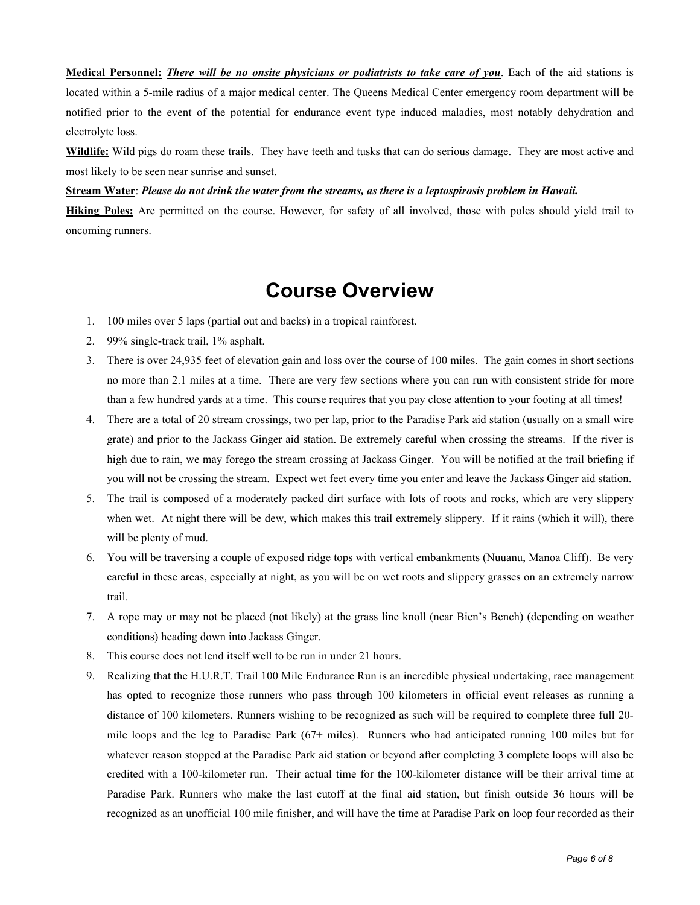**<u>Medical Personnel:</u>** ***<u>There will be no onsite physicians or podiatrists to take care of you</u>***. Each of the aid stations is located within a 5-mile radius of a major medical center. The Queens Medical Center emergency room department will be notified prior to the event of the potential for endurance event type induced maladies, most notably dehydration and electrolyte loss.

**<u>Wildlife:</u>** Wild pigs do roam these trails. They have teeth and tusks that can do serious damage. They are most active and most likely to be seen near sunrise and sunset.

**<u>Stream Water</u>**: ***Please do not drink the water from the streams, as there is a leptospirosis problem in Hawaii.***

**<u>Hiking Poles:</u>** Are permitted on the course. However, for safety of all involved, those with poles should yield trail to oncoming runners.

# Course Overview

1. 100 miles over 5 laps (partial out and backs) in a tropical rainforest.
2. 99% single-track trail, 1% asphalt.
3. There is over 24,935 feet of elevation gain and loss over the course of 100 miles. The gain comes in short sections no more than 2.1 miles at a time. There are very few sections where you can run with consistent stride for more than a few hundred yards at a time. This course requires that you pay close attention to your footing at all times!
4. There are a total of 20 stream crossings, two per lap, prior to the Paradise Park aid station (usually on a small wire grate) and prior to the Jackass Ginger aid station. Be extremely careful when crossing the streams. If the river is high due to rain, we may forego the stream crossing at Jackass Ginger. You will be notified at the trail briefing if you will not be crossing the stream. Expect wet feet every time you enter and leave the Jackass Ginger aid station.
5. The trail is composed of a moderately packed dirt surface with lots of roots and rocks, which are very slippery when wet. At night there will be dew, which makes this trail extremely slippery. If it rains (which it will), there will be plenty of mud.
6. You will be traversing a couple of exposed ridge tops with vertical embankments (Nuuanu, Manoa Cliff). Be very careful in these areas, especially at night, as you will be on wet roots and slippery grasses on an extremely narrow trail.
7. A rope may or may not be placed (not likely) at the grass line knoll (near Bien's Bench) (depending on weather conditions) heading down into Jackass Ginger.
8. This course does not lend itself well to be run in under 21 hours.
9. Realizing that the H.U.R.T. Trail 100 Mile Endurance Run is an incredible physical undertaking, race management has opted to recognize those runners who pass through 100 kilometers in official event releases as running a distance of 100 kilometers. Runners wishing to be recognized as such will be required to complete three full 20-mile loops and the leg to Paradise Park (67+ miles). Runners who had anticipated running 100 miles but for whatever reason stopped at the Paradise Park aid station or beyond after completing 3 complete loops will also be credited with a 100-kilometer run. Their actual time for the 100-kilometer distance will be their arrival time at Paradise Park. Runners who make the last cutoff at the final aid station, but finish outside 36 hours will be recognized as an unofficial 100 mile finisher, and will have the time at Paradise Park on loop four recorded as their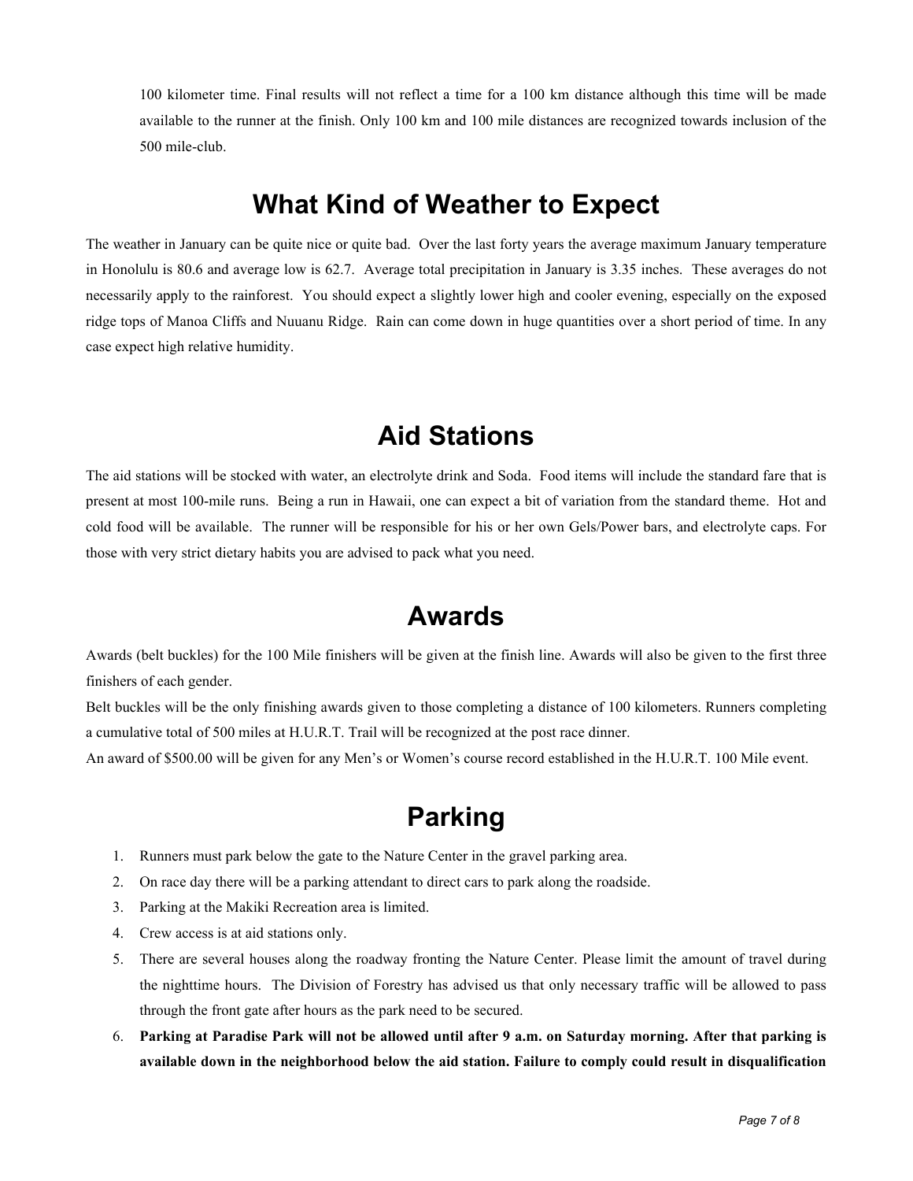100 kilometer time. Final results will not reflect a time for a 100 km distance although this time will be made available to the runner at the finish. Only 100 km and 100 mile distances are recognized towards inclusion of the 500 mile-club.

## What Kind of Weather to Expect

The weather in January can be quite nice or quite bad. Over the last forty years the average maximum January temperature in Honolulu is 80.6 and average low is 62.7. Average total precipitation in January is 3.35 inches. These averages do not necessarily apply to the rainforest. You should expect a slightly lower high and cooler evening, especially on the exposed ridge tops of Manoa Cliffs and Nuuanu Ridge. Rain can come down in huge quantities over a short period of time. In any case expect high relative humidity.

## Aid Stations

The aid stations will be stocked with water, an electrolyte drink and Soda. Food items will include the standard fare that is present at most 100-mile runs. Being a run in Hawaii, one can expect a bit of variation from the standard theme. Hot and cold food will be available. The runner will be responsible for his or her own Gels/Power bars, and electrolyte caps. For those with very strict dietary habits you are advised to pack what you need.

## Awards

Awards (belt buckles) for the 100 Mile finishers will be given at the finish line. Awards will also be given to the first three finishers of each gender.

Belt buckles will be the only finishing awards given to those completing a distance of 100 kilometers. Runners completing a cumulative total of 500 miles at H.U.R.T. Trail will be recognized at the post race dinner.

An award of $500.00 will be given for any Men's or Women's course record established in the H.U.R.T. 100 Mile event.

## Parking

1. Runners must park below the gate to the Nature Center in the gravel parking area.
2. On race day there will be a parking attendant to direct cars to park along the roadside.
3. Parking at the Makiki Recreation area is limited.
4. Crew access is at aid stations only.
5. There are several houses along the roadway fronting the Nature Center. Please limit the amount of travel during the nighttime hours. The Division of Forestry has advised us that only necessary traffic will be allowed to pass through the front gate after hours as the park need to be secured.
6. **Parking at Paradise Park will not be allowed until after 9 a.m. on Saturday morning. After that parking is available down in the neighborhood below the aid station. Failure to comply could result in disqualification**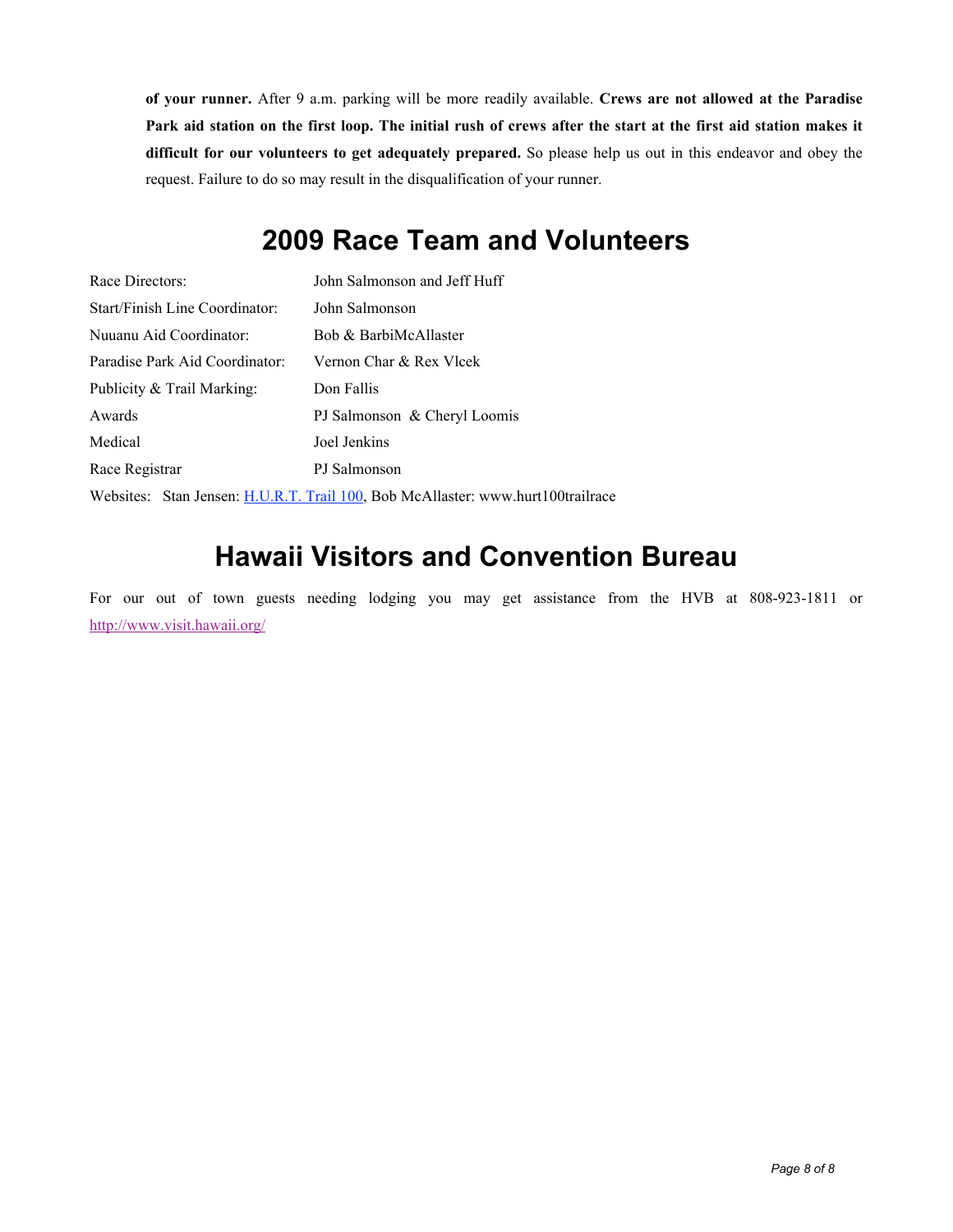**of your runner.** After 9 a.m. parking will be more readily available. **Crews are not allowed at the Paradise Park aid station on the first loop. The initial rush of crews after the start at the first aid station makes it difficult for our volunteers to get adequately prepared.** So please help us out in this endeavor and obey the request. Failure to do so may result in the disqualification of your runner.

## 2009 Race Team and Volunteers

| | |
|---|---|
| Race Directors: | John Salmonson and Jeff Huff |
| Start/Finish Line Coordinator: | John Salmonson |
| Nuuanu Aid Coordinator: | Bob & BarbiMcAllaster |
| Paradise Park Aid Coordinator: | Vernon Char & Rex Vlcek |
| Publicity & Trail Marking: | Don Fallis |
| Awards | PJ Salmonson & Cheryl Loomis |
| Medical | Joel Jenkins |
| Race Registrar | PJ Salmonson |

Websites: Stan Jensen: H.U.R.T. Trail 100, Bob McAllaster: www.hurt100trailrace

## Hawaii Visitors and Convention Bureau

For our out of town guests needing lodging you may get assistance from the HVB at 808-923-1811 or http://www.visit.hawaii.org/